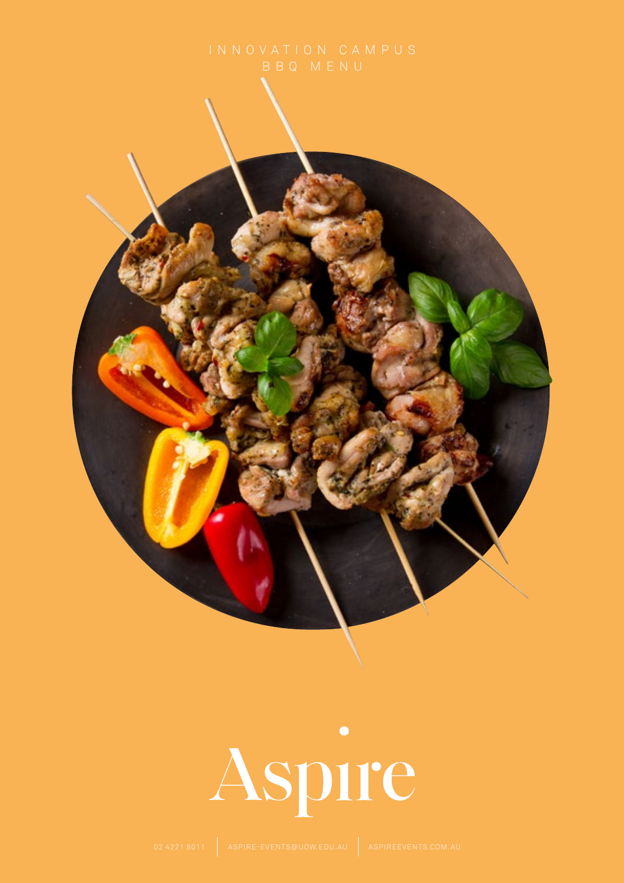# INNOVATION CAMPUS BBQ MENU

Aspire

02 4221 8011 | ASPIRE-EVENTS@UOW.EDU.AU | ASPIREEVENTS.COM.AU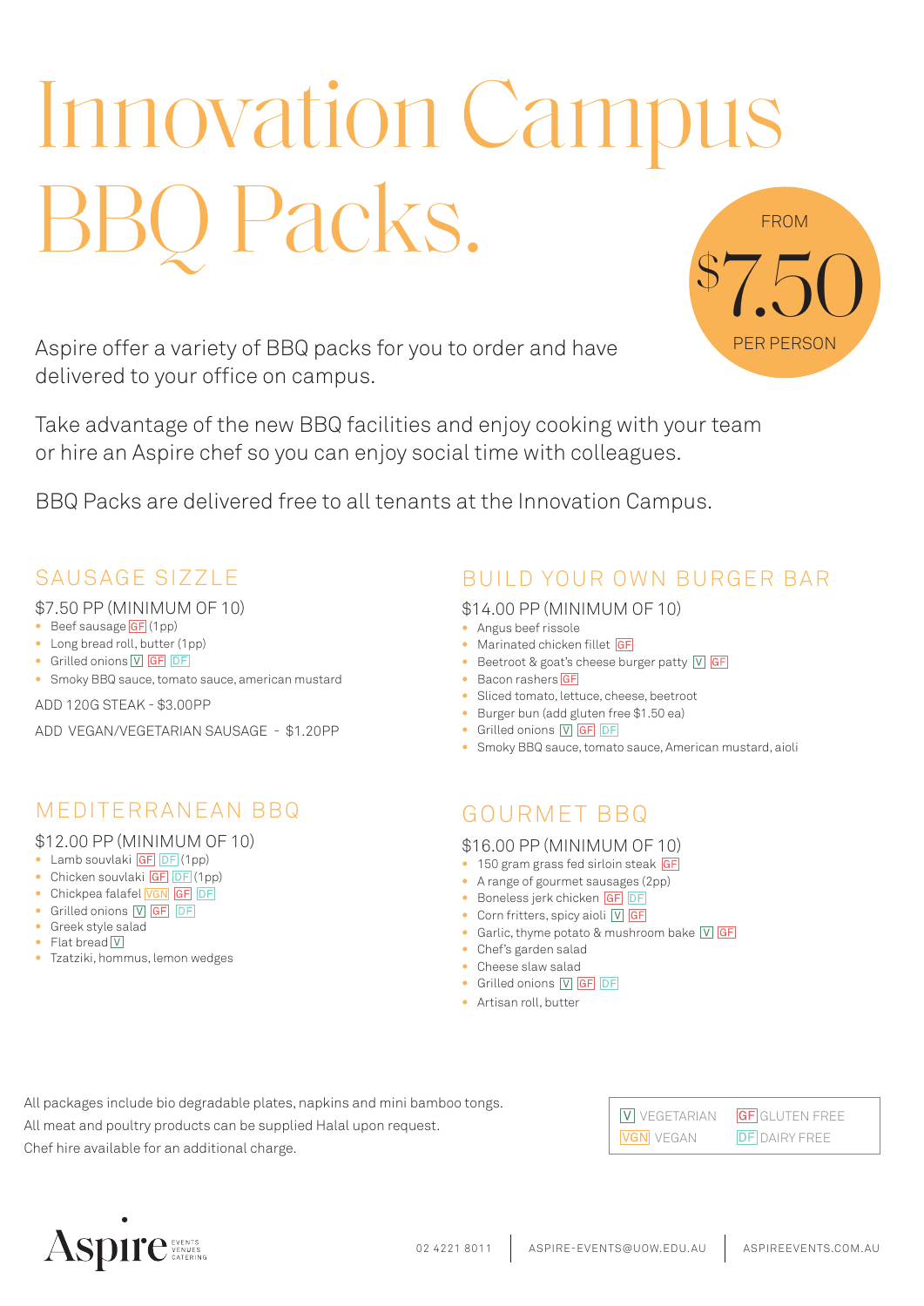# Innovation Campus BBQ Packs.

FROM $7.50 PER PERSON

Aspire offer a variety of BBQ packs for you to order and have delivered to your office on campus.

Take advantage of the new BBQ facilities and enjoy cooking with your team or hire an Aspire chef so you can enjoy social time with colleagues.

BBQ Packs are delivered free to all tenants at the Innovation Campus.

## SAUSAGE SIZZLE

$7.50 PP (MINIMUM OF 10)

- Beef sausage GF (1pp)
- Long bread roll, butter (1pp)
- Grilled onions V GF DF
- Smoky BBQ sauce, tomato sauce, american mustard

ADD 120G STEAK - $3.00PP

ADD VEGAN/VEGETARIAN SAUSAGE - $1.20PP

## MEDITERRANEAN BBQ

$12.00 PP (MINIMUM OF 10)

- Lamb souvlaki GF DF (1pp)
- Chicken souvlaki GF DF (1pp)
- Chickpea falafel VGN GF DF
- Grilled onions V GF DF
- Greek style salad
- Flat bread V
- Tzatziki, hommus, lemon wedges

## BUILD YOUR OWN BURGER BAR

$14.00 PP (MINIMUM OF 10)

- Angus beef rissole
- Marinated chicken fillet GF
- Beetroot & goat's cheese burger patty V GF
- Bacon rashers GF
- Sliced tomato, lettuce, cheese, beetroot
- Burger bun (add gluten free $1.50 ea)
- Grilled onions V GF DF
- Smoky BBQ sauce, tomato sauce, American mustard, aioli

## GOURMET BBQ

$16.00 PP (MINIMUM OF 10)

- 150 gram grass fed sirloin steak GF
- A range of gourmet sausages (2pp)
- Boneless jerk chicken GF DF
- Corn fritters, spicy aioli V GF
- Garlic, thyme potato & mushroom bake V GF
- Chef's garden salad
- Cheese slaw salad
- Grilled onions V GF DF
- Artisan roll, butter

All packages include bio degradable plates, napkins and mini bamboo tongs.
All meat and poultry products can be supplied Halal upon request.
Chef hire available for an additional charge.

V VEGETARIAN | GF GLUTEN FREE | VGN VEGAN | DF DAIRY FREE

Aspire EVENTS VENUES CATERING

02 4221 8011 | ASPIRE-EVENTS@UOW.EDU.AU | ASPIREEVENTS.COM.AU